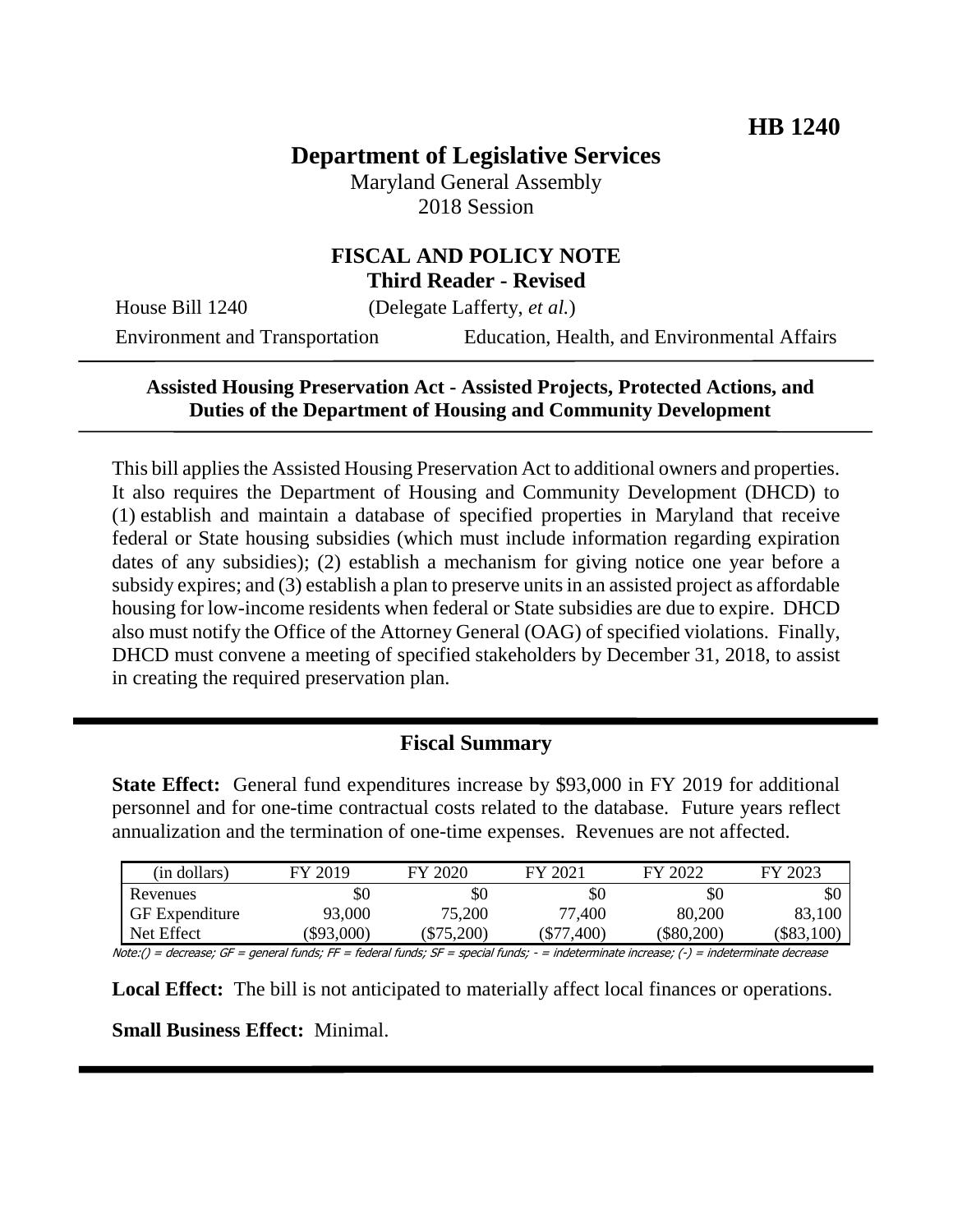**HB 1240**

# Department of Legislative Services

Maryland General Assembly
2018 Session

## FISCAL AND POLICY NOTE
**Third Reader - Revised**

House Bill 1240 (Delegate Lafferty, *et al.*)

Environment and Transportation | Education, Health, and Environmental Affairs

---

**Assisted Housing Preservation Act - Assisted Projects, Protected Actions, and Duties of the Department of Housing and Community Development**

---

This bill applies the Assisted Housing Preservation Act to additional owners and properties. It also requires the Department of Housing and Community Development (DHCD) to (1) establish and maintain a database of specified properties in Maryland that receive federal or State housing subsidies (which must include information regarding expiration dates of any subsidies); (2) establish a mechanism for giving notice one year before a subsidy expires; and (3) establish a plan to preserve units in an assisted project as affordable housing for low-income residents when federal or State subsidies are due to expire. DHCD also must notify the Office of the Attorney General (OAG) of specified violations. Finally, DHCD must convene a meeting of specified stakeholders by December 31, 2018, to assist in creating the required preservation plan.

---

## Fiscal Summary

**State Effect:** General fund expenditures increase by $93,000 in FY 2019 for additional personnel and for one-time contractual costs related to the database. Future years reflect annualization and the termination of one-time expenses. Revenues are not affected.

| (in dollars) | FY 2019 | FY 2020 | FY 2021 | FY 2022 | FY 2023 |
|---|---|---|---|---|---|
| Revenues | $0 | $0 | $0 | $0 | $0 |
| GF Expenditure | 93,000 | 75,200 | 77,400 | 80,200 | 83,100 |
| Net Effect | ($93,000) | ($75,200) | ($77,400) | ($80,200) | ($83,100) |

Note:() = decrease; GF = general funds; FF = federal funds; SF = special funds; - = indeterminate increase; (-) = indeterminate decrease

**Local Effect:** The bill is not anticipated to materially affect local finances or operations.

**Small Business Effect:** Minimal.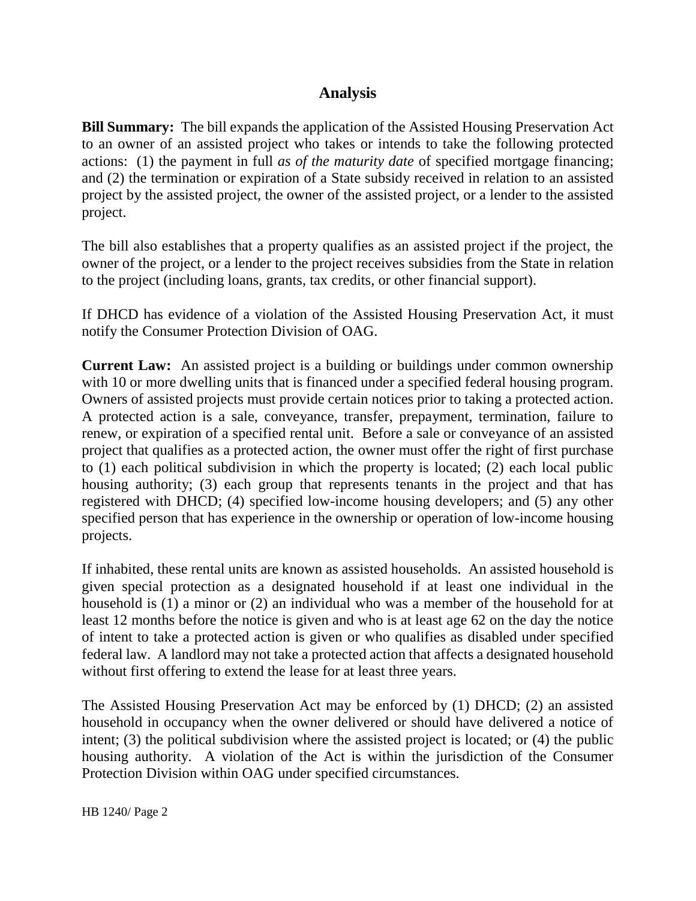## Analysis

**Bill Summary:** The bill expands the application of the Assisted Housing Preservation Act to an owner of an assisted project who takes or intends to take the following protected actions: (1) the payment in full *as of the maturity date* of specified mortgage financing; and (2) the termination or expiration of a State subsidy received in relation to an assisted project by the assisted project, the owner of the assisted project, or a lender to the assisted project.

The bill also establishes that a property qualifies as an assisted project if the project, the owner of the project, or a lender to the project receives subsidies from the State in relation to the project (including loans, grants, tax credits, or other financial support).

If DHCD has evidence of a violation of the Assisted Housing Preservation Act, it must notify the Consumer Protection Division of OAG.

**Current Law:** An assisted project is a building or buildings under common ownership with 10 or more dwelling units that is financed under a specified federal housing program. Owners of assisted projects must provide certain notices prior to taking a protected action. A protected action is a sale, conveyance, transfer, prepayment, termination, failure to renew, or expiration of a specified rental unit. Before a sale or conveyance of an assisted project that qualifies as a protected action, the owner must offer the right of first purchase to (1) each political subdivision in which the property is located; (2) each local public housing authority; (3) each group that represents tenants in the project and that has registered with DHCD; (4) specified low-income housing developers; and (5) any other specified person that has experience in the ownership or operation of low-income housing projects.

If inhabited, these rental units are known as assisted households. An assisted household is given special protection as a designated household if at least one individual in the household is (1) a minor or (2) an individual who was a member of the household for at least 12 months before the notice is given and who is at least age 62 on the day the notice of intent to take a protected action is given or who qualifies as disabled under specified federal law. A landlord may not take a protected action that affects a designated household without first offering to extend the lease for at least three years.

The Assisted Housing Preservation Act may be enforced by (1) DHCD; (2) an assisted household in occupancy when the owner delivered or should have delivered a notice of intent; (3) the political subdivision where the assisted project is located; or (4) the public housing authority. A violation of the Act is within the jurisdiction of the Consumer Protection Division within OAG under specified circumstances.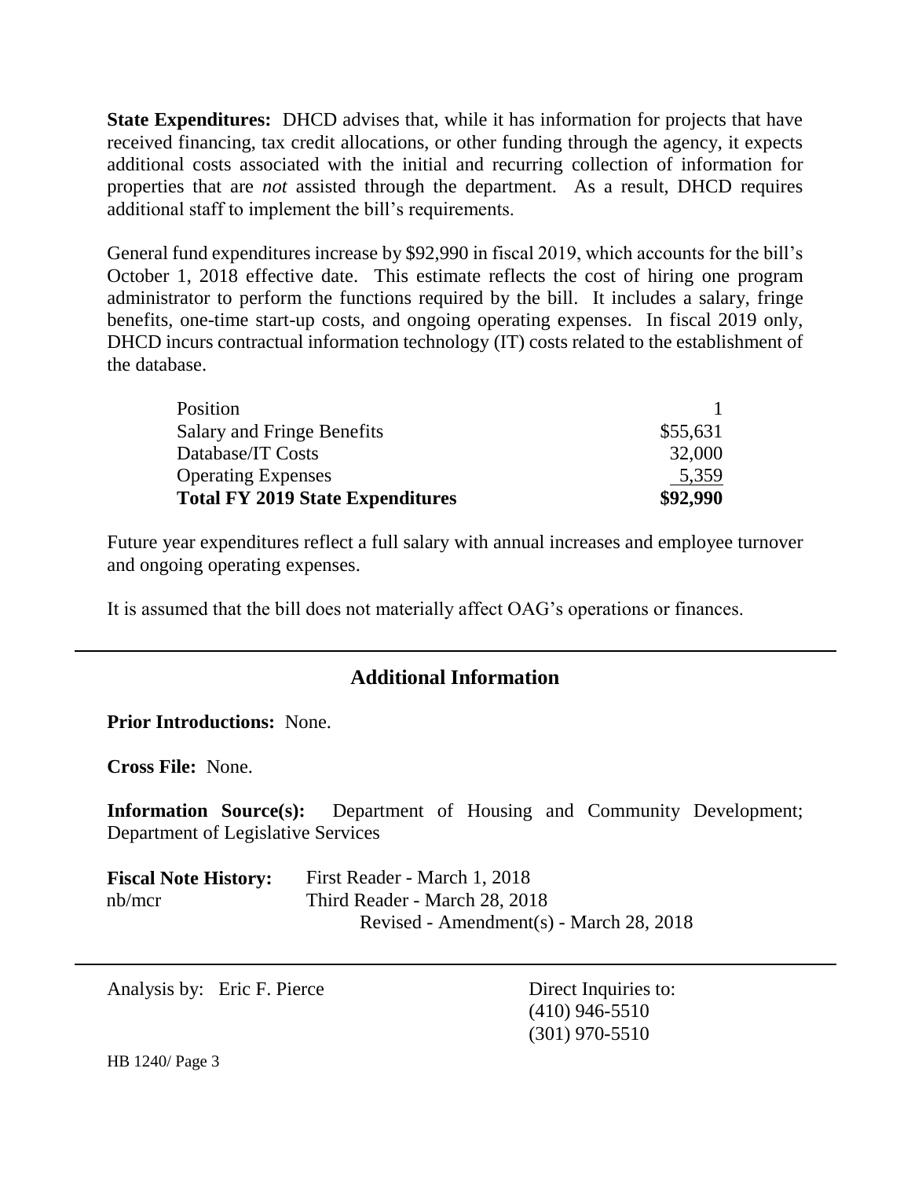**State Expenditures:** DHCD advises that, while it has information for projects that have received financing, tax credit allocations, or other funding through the agency, it expects additional costs associated with the initial and recurring collection of information for properties that are *not* assisted through the department. As a result, DHCD requires additional staff to implement the bill's requirements.

General fund expenditures increase by $92,990 in fiscal 2019, which accounts for the bill's October 1, 2018 effective date. This estimate reflects the cost of hiring one program administrator to perform the functions required by the bill. It includes a salary, fringe benefits, one-time start-up costs, and ongoing operating expenses. In fiscal 2019 only, DHCD incurs contractual information technology (IT) costs related to the establishment of the database.

| | |
|---|---|
| Position | 1 |
| Salary and Fringe Benefits | $55,631 |
| Database/IT Costs | 32,000 |
| Operating Expenses | 5,359 |
| **Total FY 2019 State Expenditures** | **$92,990** |

Future year expenditures reflect a full salary with annual increases and employee turnover and ongoing operating expenses.

It is assumed that the bill does not materially affect OAG's operations or finances.

## Additional Information

**Prior Introductions:** None.

**Cross File:** None.

**Information Source(s):** Department of Housing and Community Development; Department of Legislative Services

**Fiscal Note History:** First Reader - March 1, 2018
nb/mcr Third Reader - March 28, 2018
Revised - Amendment(s) - March 28, 2018

Analysis by: Eric F. Pierce

Direct Inquiries to:
(410) 946-5510
(301) 970-5510